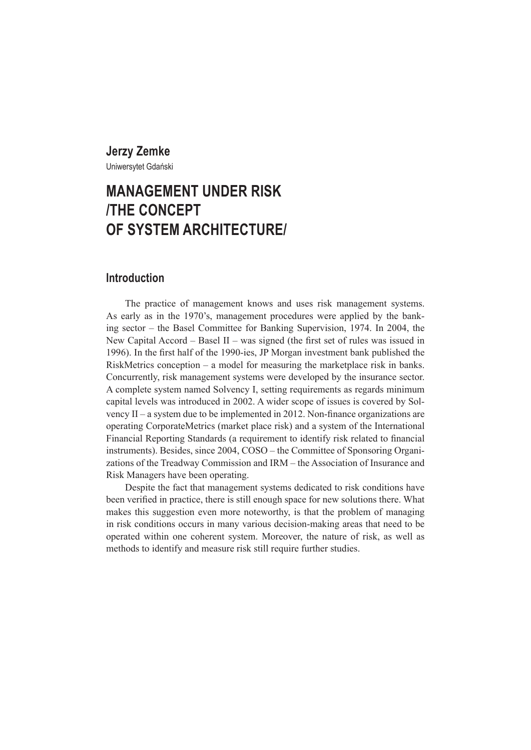**Jerzy Zemke**

Uniwersytet Gdański

# MANAGEMENT UNDER RISK /THE CONCEPT OF SYSTEM ARCHITECTURE/

## Introduction

The practice of management knows and uses risk management systems. As early as in the 1970's, management procedures were applied by the banking sector – the Basel Committee for Banking Supervision, 1974. In 2004, the New Capital Accord – Basel II – was signed (the first set of rules was issued in 1996). In the first half of the 1990-ies, JP Morgan investment bank published the RiskMetrics conception – a model for measuring the marketplace risk in banks. Concurrently, risk management systems were developed by the insurance sector. A complete system named Solvency I, setting requirements as regards minimum capital levels was introduced in 2002. A wider scope of issues is covered by Solvency II – a system due to be implemented in 2012. Non-finance organizations are operating CorporateMetrics (market place risk) and a system of the International Financial Reporting Standards (a requirement to identify risk related to financial instruments). Besides, since 2004, COSO – the Committee of Sponsoring Organizations of the Treadway Commission and IRM – the Association of Insurance and Risk Managers have been operating.

Despite the fact that management systems dedicated to risk conditions have been verified in practice, there is still enough space for new solutions there. What makes this suggestion even more noteworthy, is that the problem of managing in risk conditions occurs in many various decision-making areas that need to be operated within one coherent system. Moreover, the nature of risk, as well as methods to identify and measure risk still require further studies.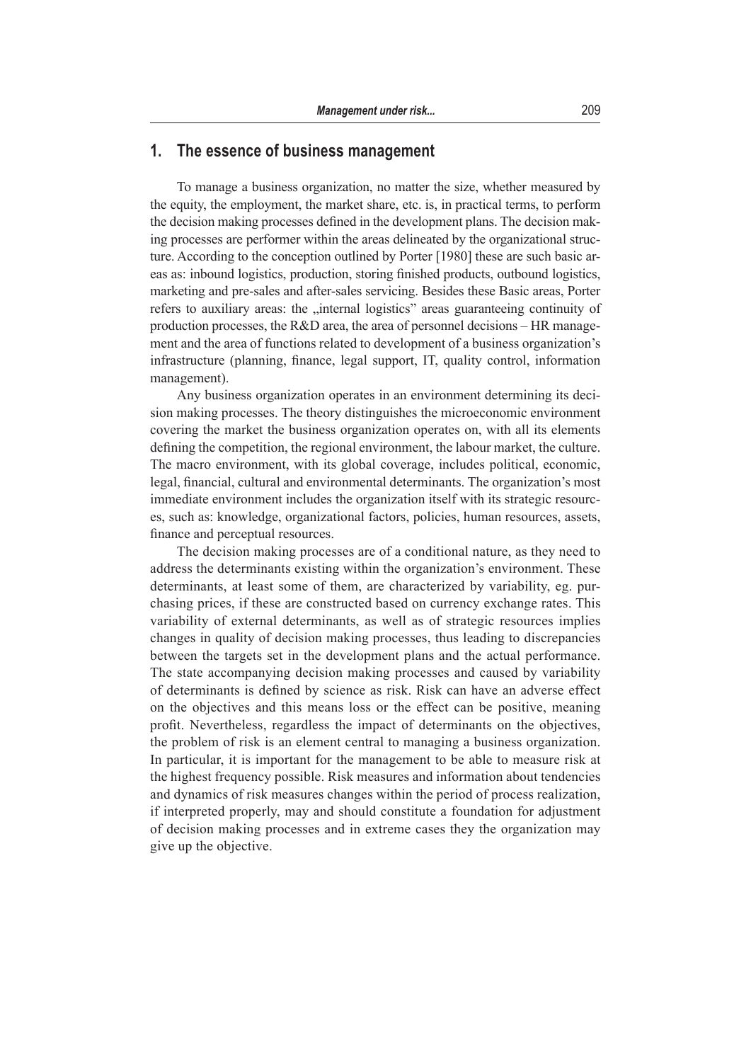## 1. The essence of business management

To manage a business organization, no matter the size, whether measured by the equity, the employment, the market share, etc. is, in practical terms, to perform the decision making processes defined in the development plans. The decision making processes are performer within the areas delineated by the organizational structure. According to the conception outlined by Porter [1980] these are such basic areas as: inbound logistics, production, storing finished products, outbound logistics, marketing and pre-sales and after-sales servicing. Besides these Basic areas, Porter refers to auxiliary areas: the „internal logistics" areas guaranteeing continuity of production processes, the R&D area, the area of personnel decisions – HR management and the area of functions related to development of a business organization's infrastructure (planning, finance, legal support, IT, quality control, information management).

Any business organization operates in an environment determining its decision making processes. The theory distinguishes the microeconomic environment covering the market the business organization operates on, with all its elements defining the competition, the regional environment, the labour market, the culture. The macro environment, with its global coverage, includes political, economic, legal, financial, cultural and environmental determinants. The organization's most immediate environment includes the organization itself with its strategic resources, such as: knowledge, organizational factors, policies, human resources, assets, finance and perceptual resources.

The decision making processes are of a conditional nature, as they need to address the determinants existing within the organization's environment. These determinants, at least some of them, are characterized by variability, eg. purchasing prices, if these are constructed based on currency exchange rates. This variability of external determinants, as well as of strategic resources implies changes in quality of decision making processes, thus leading to discrepancies between the targets set in the development plans and the actual performance. The state accompanying decision making processes and caused by variability of determinants is defined by science as risk. Risk can have an adverse effect on the objectives and this means loss or the effect can be positive, meaning profit. Nevertheless, regardless the impact of determinants on the objectives, the problem of risk is an element central to managing a business organization. In particular, it is important for the management to be able to measure risk at the highest frequency possible. Risk measures and information about tendencies and dynamics of risk measures changes within the period of process realization, if interpreted properly, may and should constitute a foundation for adjustment of decision making processes and in extreme cases they the organization may give up the objective.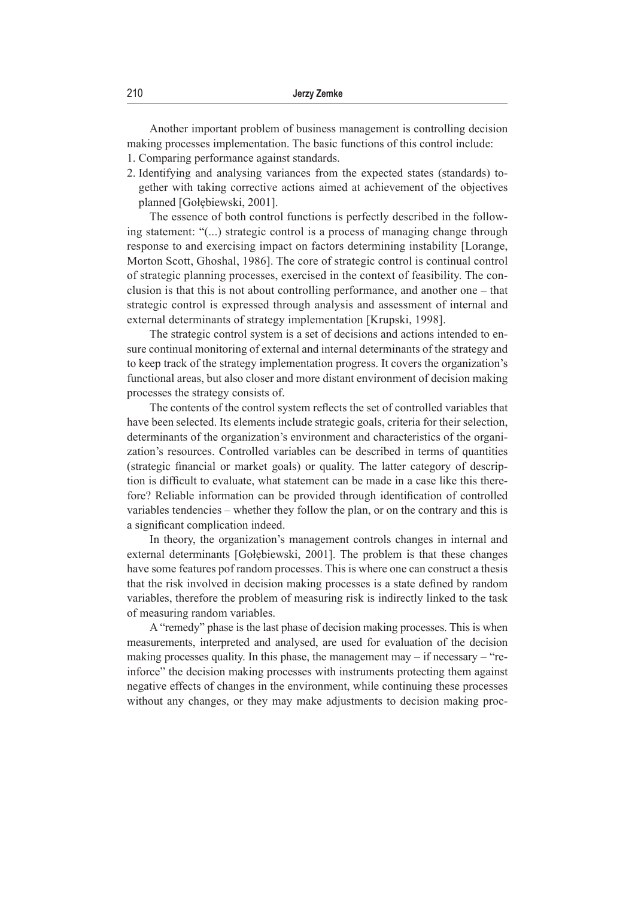Another important problem of business management is controlling decision making processes implementation. The basic functions of this control include:

1. Comparing performance against standards.
2. Identifying and analysing variances from the expected states (standards) together with taking corrective actions aimed at achievement of the objectives planned [Gołębiewski, 2001].

The essence of both control functions is perfectly described in the following statement: "(...) strategic control is a process of managing change through response to and exercising impact on factors determining instability [Lorange, Morton Scott, Ghoshal, 1986]. The core of strategic control is continual control of strategic planning processes, exercised in the context of feasibility. The conclusion is that this is not about controlling performance, and another one – that strategic control is expressed through analysis and assessment of internal and external determinants of strategy implementation [Krupski, 1998].

The strategic control system is a set of decisions and actions intended to ensure continual monitoring of external and internal determinants of the strategy and to keep track of the strategy implementation progress. It covers the organization's functional areas, but also closer and more distant environment of decision making processes the strategy consists of.

The contents of the control system reflects the set of controlled variables that have been selected. Its elements include strategic goals, criteria for their selection, determinants of the organization's environment and characteristics of the organization's resources. Controlled variables can be described in terms of quantities (strategic financial or market goals) or quality. The latter category of description is difficult to evaluate, what statement can be made in a case like this therefore? Reliable information can be provided through identification of controlled variables tendencies – whether they follow the plan, or on the contrary and this is a significant complication indeed.

In theory, the organization's management controls changes in internal and external determinants [Gołębiewski, 2001]. The problem is that these changes have some features pof random processes. This is where one can construct a thesis that the risk involved in decision making processes is a state defined by random variables, therefore the problem of measuring risk is indirectly linked to the task of measuring random variables.

A "remedy" phase is the last phase of decision making processes. This is when measurements, interpreted and analysed, are used for evaluation of the decision making processes quality. In this phase, the management may – if necessary – "reinforce" the decision making processes with instruments protecting them against negative effects of changes in the environment, while continuing these processes without any changes, or they may make adjustments to decision making proc-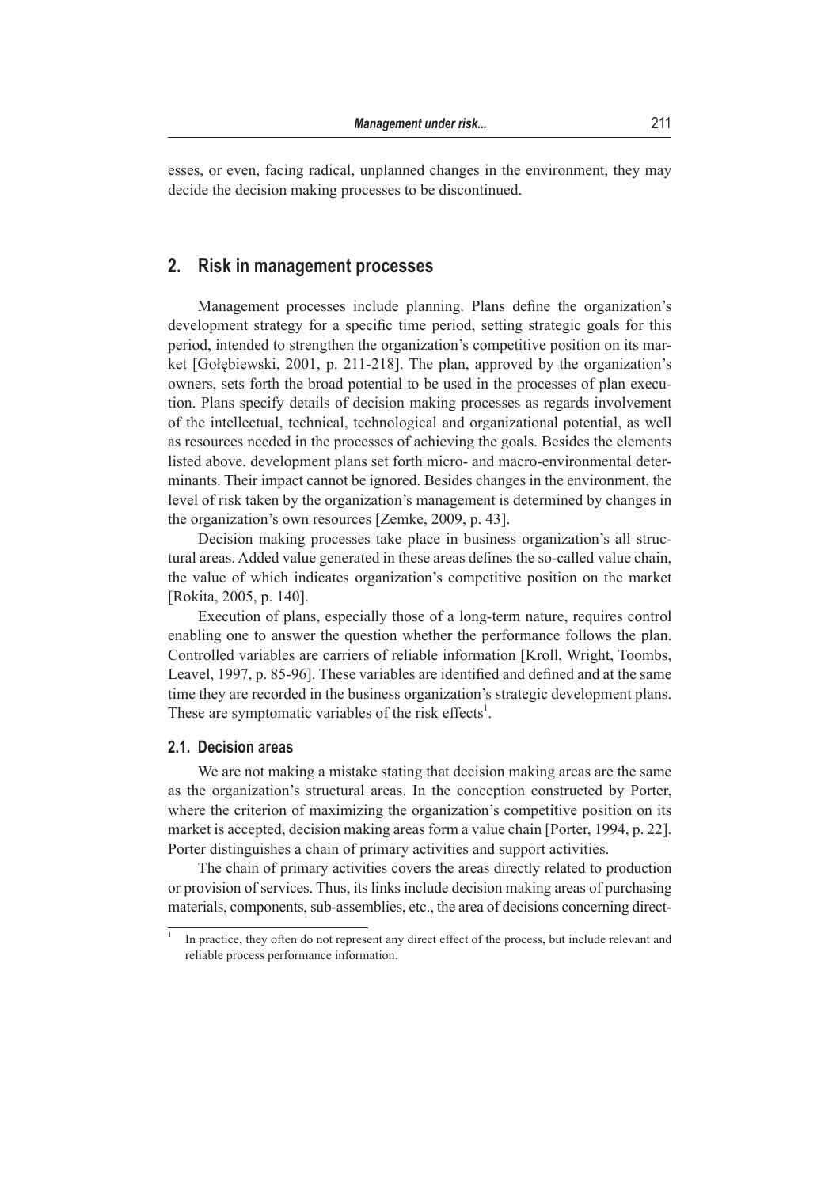esses, or even, facing radical, unplanned changes in the environment, they may decide the decision making processes to be discontinued.

## 2. Risk in management processes

Management processes include planning. Plans define the organization's development strategy for a specific time period, setting strategic goals for this period, intended to strengthen the organization's competitive position on its market [Gołębiewski, 2001, p. 211-218]. The plan, approved by the organization's owners, sets forth the broad potential to be used in the processes of plan execution. Plans specify details of decision making processes as regards involvement of the intellectual, technical, technological and organizational potential, as well as resources needed in the processes of achieving the goals. Besides the elements listed above, development plans set forth micro- and macro-environmental determinants. Their impact cannot be ignored. Besides changes in the environment, the level of risk taken by the organization's management is determined by changes in the organization's own resources [Zemke, 2009, p. 43].

Decision making processes take place in business organization's all structural areas. Added value generated in these areas defines the so-called value chain, the value of which indicates organization's competitive position on the market [Rokita, 2005, p. 140].

Execution of plans, especially those of a long-term nature, requires control enabling one to answer the question whether the performance follows the plan. Controlled variables are carriers of reliable information [Kroll, Wright, Toombs, Leavel, 1997, p. 85-96]. These variables are identified and defined and at the same time they are recorded in the business organization's strategic development plans. These are symptomatic variables of the risk effects[1].

### 2.1. Decision areas

We are not making a mistake stating that decision making areas are the same as the organization's structural areas. In the conception constructed by Porter, where the criterion of maximizing the organization's competitive position on its market is accepted, decision making areas form a value chain [Porter, 1994, p. 22]. Porter distinguishes a chain of primary activities and support activities.

The chain of primary activities covers the areas directly related to production or provision of services. Thus, its links include decision making areas of purchasing materials, components, sub-assemblies, etc., the area of decisions concerning direct-

[1] In practice, they often do not represent any direct effect of the process, but include relevant and reliable process performance information.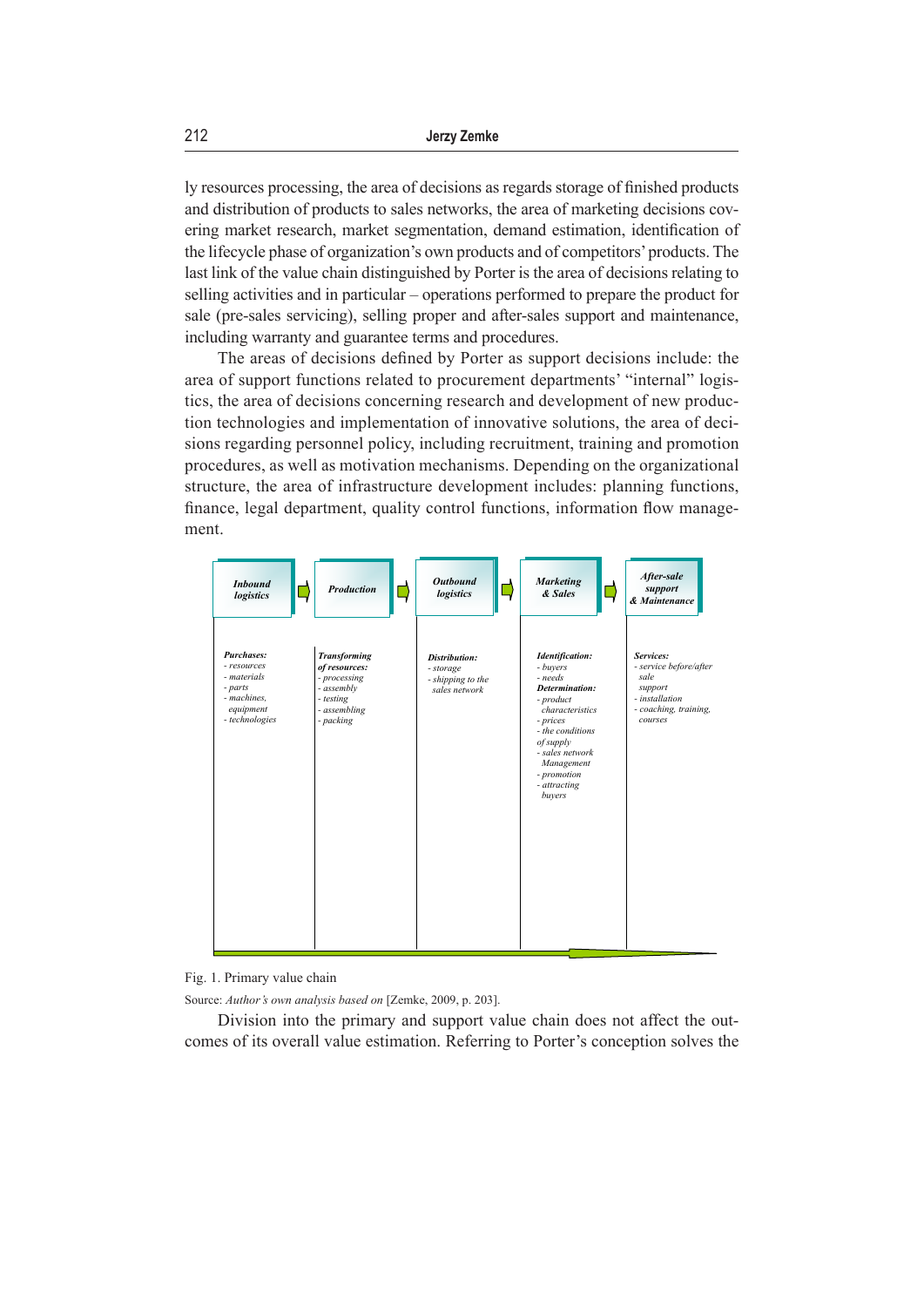ly resources processing, the area of decisions as regards storage of finished products and distribution of products to sales networks, the area of marketing decisions covering market research, market segmentation, demand estimation, identification of the lifecycle phase of organization's own products and of competitors' products. The last link of the value chain distinguished by Porter is the area of decisions relating to selling activities and in particular – operations performed to prepare the product for sale (pre-sales servicing), selling proper and after-sales support and maintenance, including warranty and guarantee terms and procedures.

The areas of decisions defined by Porter as support decisions include: the area of support functions related to procurement departments' "internal" logistics, the area of decisions concerning research and development of new production technologies and implementation of innovative solutions, the area of decisions regarding personnel policy, including recruitment, training and promotion procedures, as well as motivation mechanisms. Depending on the organizational structure, the area of infrastructure development includes: planning functions, finance, legal department, quality control functions, information flow management.

| *Inbound logistics* | *Production* | *Outbound logistics* | *Marketing & Sales* | *After-sale support & Maintenance* |
|---|---|---|---|---|
| ***Purchases:*** *- resources - materials - parts - machines, equipment - technologies* | ***Transforming of resources:*** *- processing - assembly - testing - assembling - packing* | ***Distribution:*** *- storage - shipping to the sales network* | ***Identification:*** *- buyers - needs* ***Determination:*** *- product characteristics - prices - the conditions of supply - sales network Management - promotion - attracting buyers* | ***Services:*** *- service before/after sale support - installation - coaching, training, courses* |

Fig. 1. Primary value chain

Source: *Author's own analysis based on* [Zemke, 2009, p. 203].

Division into the primary and support value chain does not affect the outcomes of its overall value estimation. Referring to Porter's conception solves the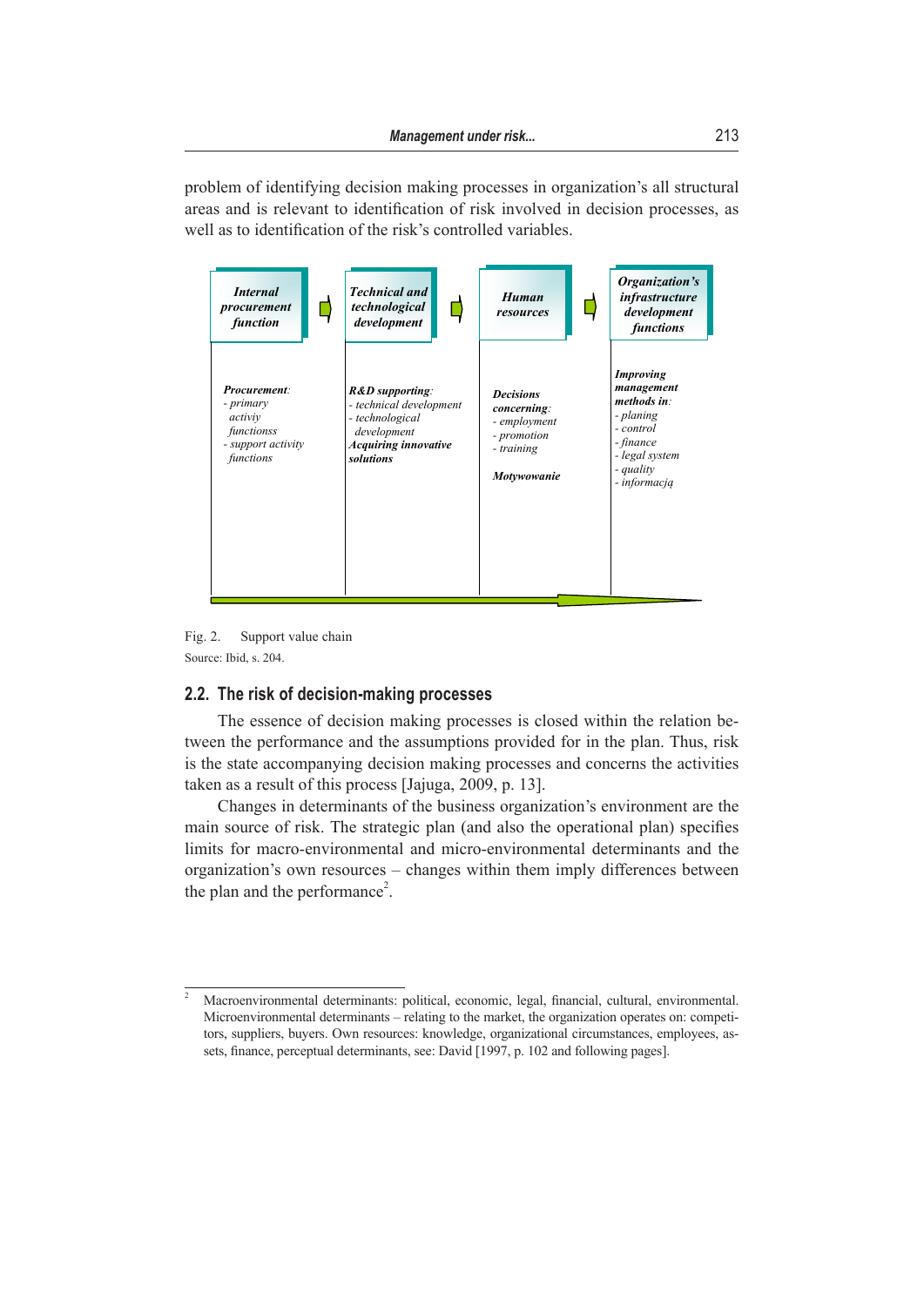problem of identifying decision making processes in organization's all structural areas and is relevant to identification of risk involved in decision processes, as well as to identification of the risk's controlled variables.

| *Internal procurement function* | *Technical and technological development* | *Human resources* | *Organization's infrastructure development functions* |
|---|---|---|---|
| ***Procurement***: <br>- *primary activiy functionss* <br>- *support activity functions* | ***R&D supporting***: <br>- *technical development* <br>- *technological development* <br>***Acquiring innovative solutions*** | ***Decisions concerning***: <br>- *employment* <br>- *promotion* <br>- *training* <br><br>***Motywowanie*** | ***Improving management methods in***: <br>- *planing* <br>- *control* <br>- *finance* <br>- *legal system* <br>- *quality* <br>- *informacją* |

Fig. 2. Support value chain

Source: Ibid, s. 204.

### 2.2. The risk of decision-making processes

The essence of decision making processes is closed within the relation between the performance and the assumptions provided for in the plan. Thus, risk is the state accompanying decision making processes and concerns the activities taken as a result of this process [Jajuga, 2009, p. 13].

Changes in determinants of the business organization's environment are the main source of risk. The strategic plan (and also the operational plan) specifies limits for macro-environmental and micro-environmental determinants and the organization's own resources – changes within them imply differences between the plan and the performance[2].

---

[2] Macroenvironmental determinants: political, economic, legal, financial, cultural, environmental. Microenvironmental determinants – relating to the market, the organization operates on: competitors, suppliers, buyers. Own resources: knowledge, organizational circumstances, employees, assets, finance, perceptual determinants, see: David [1997, p. 102 and following pages].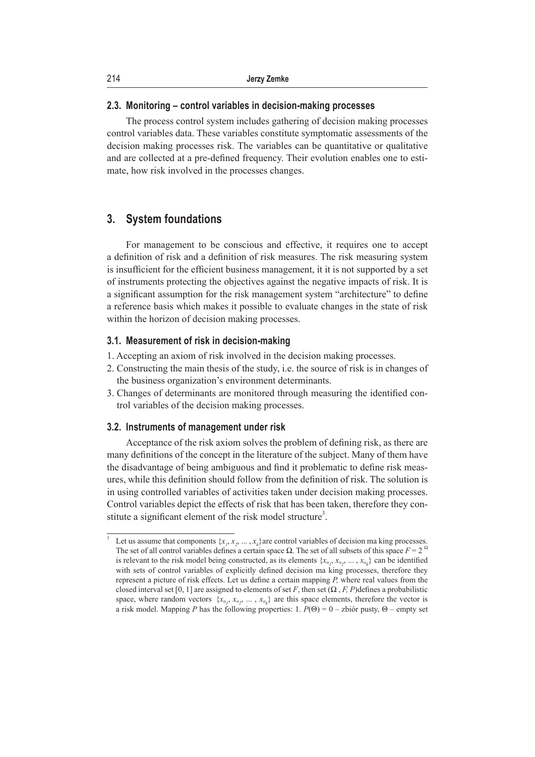### 2.3. Monitoring – control variables in decision-making processes

The process control system includes gathering of decision making processes control variables data. These variables constitute symptomatic assessments of the decision making processes risk. The variables can be quantitative or qualitative and are collected at a pre-defined frequency. Their evolution enables one to estimate, how risk involved in the processes changes.

## 3. System foundations

For management to be conscious and effective, it requires one to accept a definition of risk and a definition of risk measures. The risk measuring system is insufficient for the efficient business management, it it is not supported by a set of instruments protecting the objectives against the negative impacts of risk. It is a significant assumption for the risk management system "architecture" to define a reference basis which makes it possible to evaluate changes in the state of risk within the horizon of decision making processes.

### 3.1. Measurement of risk in decision-making

1. Accepting an axiom of risk involved in the decision making processes.
2. Constructing the main thesis of the study, i.e. the source of risk is in changes of the business organization's environment determinants.
3. Changes of determinants are monitored through measuring the identified control variables of the decision making processes.

### 3.2. Instruments of management under risk

Acceptance of the risk axiom solves the problem of defining risk, as there are many definitions of the concept in the literature of the subject. Many of them have the disadvantage of being ambiguous and find it problematic to define risk measures, while this definition should follow from the definition of risk. The solution is in using controlled variables of activities taken under decision making processes. Control variables depict the effects of risk that has been taken, therefore they constitute a significant element of the risk model structure[3].

[3] Let us assume that components $\{x_1, x_2, \dots, x_k\}$ are control variables of decision ma king processes. The set of all control variables defines a certain space $\Omega$. The set of all subsets of this space $F = 2^{\Omega}$ is relevant to the risk model being constructed, as its elements $\{x_{\alpha_1}, x_{\alpha_2}, \dots, x_{\alpha_k}\}$ can be identified with sets of control variables of explicitly defined decision ma king processes, therefore they represent a picture of risk effects. Let us define a certain mapping $P$, where real values from the closed interval set [0, 1] are assigned to elements of set $F$, then set $(\Omega, F, P)$ defines a probabilistic space, where random vectors $\{x_{\alpha_1}, x_{\alpha_2}, \dots, x_{\alpha_k}\}$ are this space elements, therefore the vector is a risk model. Mapping $P$ has the following properties: 1. $P(\Theta) = 0$ – zbiór pusty, $\Theta$ – empty set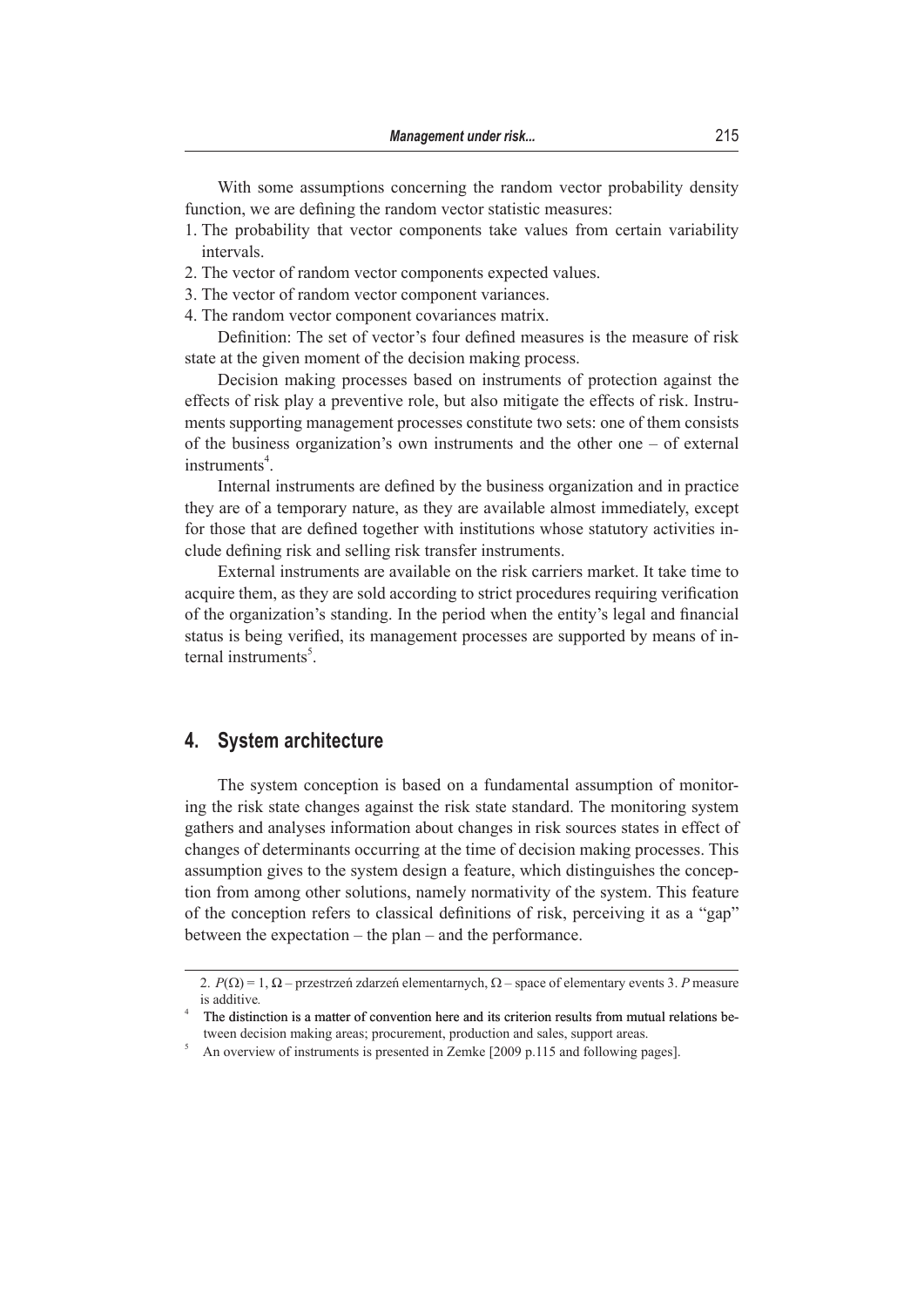With some assumptions concerning the random vector probability density function, we are defining the random vector statistic measures:

1. The probability that vector components take values from certain variability intervals.
2. The vector of random vector components expected values.
3. The vector of random vector component variances.
4. The random vector component covariances matrix.

Definition: The set of vector's four defined measures is the measure of risk state at the given moment of the decision making process.

Decision making processes based on instruments of protection against the effects of risk play a preventive role, but also mitigate the effects of risk. Instruments supporting management processes constitute two sets: one of them consists of the business organization's own instruments and the other one – of external instruments[4].

Internal instruments are defined by the business organization and in practice they are of a temporary nature, as they are available almost immediately, except for those that are defined together with institutions whose statutory activities include defining risk and selling risk transfer instruments.

External instruments are available on the risk carriers market. It take time to acquire them, as they are sold according to strict procedures requiring verification of the organization's standing. In the period when the entity's legal and financial status is being verified, its management processes are supported by means of internal instruments[5].

## 4. System architecture

The system conception is based on a fundamental assumption of monitoring the risk state changes against the risk state standard. The monitoring system gathers and analyses information about changes in risk sources states in effect of changes of determinants occurring at the time of decision making processes. This assumption gives to the system design a feature, which distinguishes the conception from among other solutions, namely normativity of the system. This feature of the conception refers to classical definitions of risk, perceiving it as a "gap" between the expectation – the plan – and the performance.

---

2. $P(\Omega) = 1$, $\Omega$ – przestrzeń zdarzeń elementarnych, $\Omega$ – space of elementary events 3. $P$ measure is additive.

[4] The distinction is a matter of convention here and its criterion results from mutual relations between decision making areas; procurement, production and sales, support areas.

[5] An overview of instruments is presented in Zemke [2009 p.115 and following pages].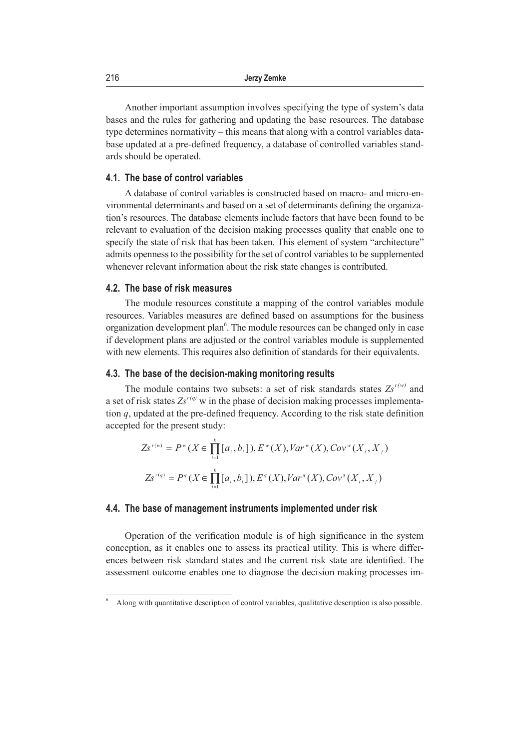Another important assumption involves specifying the type of system's data bases and the rules for gathering and updating the base resources. The database type determines normativity – this means that along with a control variables database updated at a pre-defined frequency, a database of controlled variables standards should be operated.

### 4.1. The base of control variables

A database of control variables is constructed based on macro- and micro-environmental determinants and based on a set of determinants defining the organization's resources. The database elements include factors that have been found to be relevant to evaluation of the decision making processes quality that enable one to specify the state of risk that has been taken. This element of system "architecture" admits openness to the possibility for the set of control variables to be supplemented whenever relevant information about the risk state changes is contributed.

### 4.2. The base of risk measures

The module resources constitute a mapping of the control variables module resources. Variables measures are defined based on assumptions for the business organization development plan[6]. The module resources can be changed only in case if development plans are adjusted or the control variables module is supplemented with new elements. This requires also definition of standards for their equivalents.

### 4.3. The base of the decision-making monitoring results

The module contains two subsets: a set of risk standards states $Zs^{r(w)}$ and a set of risk states $Zs^{r(q)}$ w in the phase of decision making processes implementation *q*, updated at the pre-defined frequency. According to the risk state definition accepted for the present study:

$$Zs^{r(w)} = P^{w}(X \in \prod_{i=1}^{k}[a_i, b_i]), E^{w}(X), Var^{w}(X), Cov^{w}(X_i, X_j)$$

$$Zs^{r(q)} = P^{q}(X \in \prod_{i=1}^{k}[a_i, b_i]), E^{q}(X), Var^{q}(X), Cov^{q}(X_i, X_j)$$

### 4.4. The base of management instruments implemented under risk

Operation of the verification module is of high significance in the system conception, as it enables one to assess its practical utility. This is where differences between risk standard states and the current risk state are identified. The assessment outcome enables one to diagnose the decision making processes im-

[6] Along with quantitative description of control variables, qualitative description is also possible.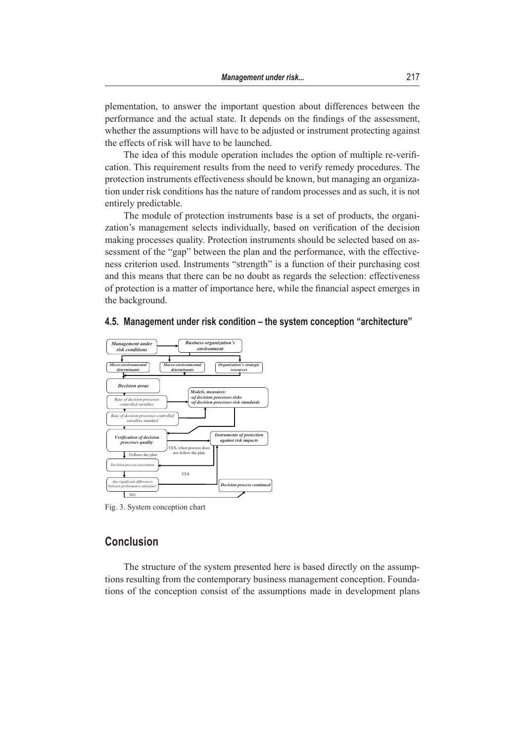plementation, to answer the important question about differences between the performance and the actual state. It depends on the findings of the assessment, whether the assumptions will have to be adjusted or instrument protecting against the effects of risk will have to be launched.

The idea of this module operation includes the option of multiple re-verification. This requirement results from the need to verify remedy procedures. The protection instruments effectiveness should be known, but managing an organization under risk conditions has the nature of random processes and as such, it is not entirely predictable.

The module of protection instruments base is a set of products, the organization's management selects individually, based on verification of the decision making processes quality. Protection instruments should be selected based on assessment of the "gap" between the plan and the performance, with the effectiveness criterion used. Instruments "strength" is a function of their purchasing cost and this means that there can be no doubt as regards the selection: effectiveness of protection is a matter of importance here, while the financial aspect emerges in the background.

### 4.5. Management under risk condition – the system conception "architecture"

Fig. 3. System conception chart

## Conclusion

The structure of the system presented here is based directly on the assumptions resulting from the contemporary business management conception. Foundations of the conception consist of the assumptions made in development plans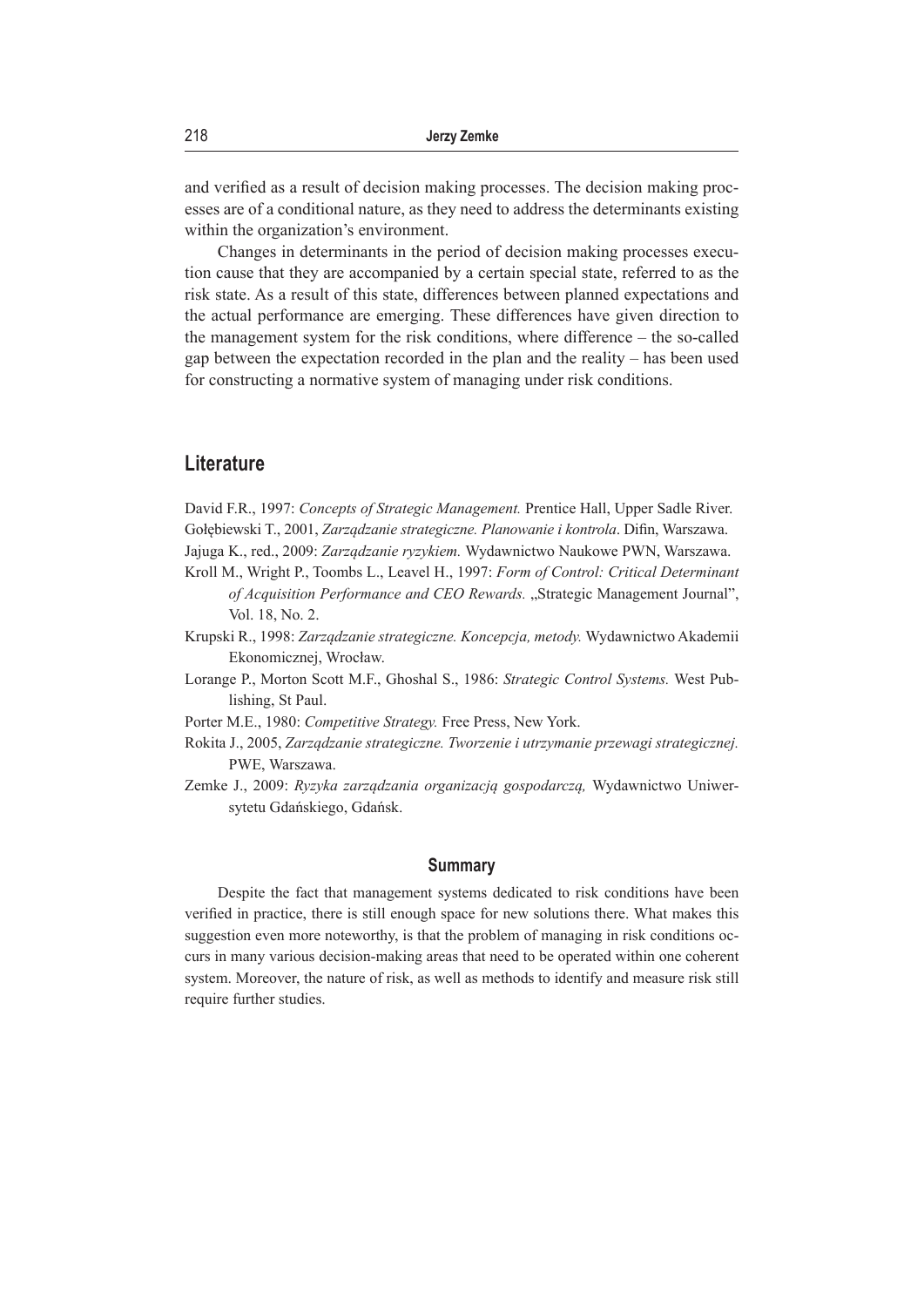and verified as a result of decision making processes. The decision making processes are of a conditional nature, as they need to address the determinants existing within the organization's environment.

Changes in determinants in the period of decision making processes execution cause that they are accompanied by a certain special state, referred to as the risk state. As a result of this state, differences between planned expectations and the actual performance are emerging. These differences have given direction to the management system for the risk conditions, where difference – the so-called gap between the expectation recorded in the plan and the reality – has been used for constructing a normative system of managing under risk conditions.

## Literature

David F.R., 1997: *Concepts of Strategic Management.* Prentice Hall, Upper Sadle River.

Gołębiewski T., 2001, *Zarządzanie strategiczne. Planowanie i kontrola*. Difin, Warszawa.

Jajuga K., red., 2009: *Zarządzanie ryzykiem.* Wydawnictwo Naukowe PWN, Warszawa.

Kroll M., Wright P., Toombs L., Leavel H., 1997: *Form of Control: Critical Determinant of Acquisition Performance and CEO Rewards.* „Strategic Management Journal", Vol. 18, No. 2.

Krupski R., 1998: *Zarządzanie strategiczne. Koncepcja, metody.* Wydawnictwo Akademii Ekonomicznej, Wrocław.

Lorange P., Morton Scott M.F., Ghoshal S., 1986: *Strategic Control Systems.* West Publishing, St Paul.

Porter M.E., 1980: *Competitive Strategy.* Free Press, New York.

Rokita J., 2005, *Zarządzanie strategiczne. Tworzenie i utrzymanie przewagi strategicznej.* PWE, Warszawa.

Zemke J., 2009: *Ryzyka zarządzania organizacją gospodarczą,* Wydawnictwo Uniwersytetu Gdańskiego, Gdańsk.

### Summary

Despite the fact that management systems dedicated to risk conditions have been verified in practice, there is still enough space for new solutions there. What makes this suggestion even more noteworthy, is that the problem of managing in risk conditions occurs in many various decision-making areas that need to be operated within one coherent system. Moreover, the nature of risk, as well as methods to identify and measure risk still require further studies.